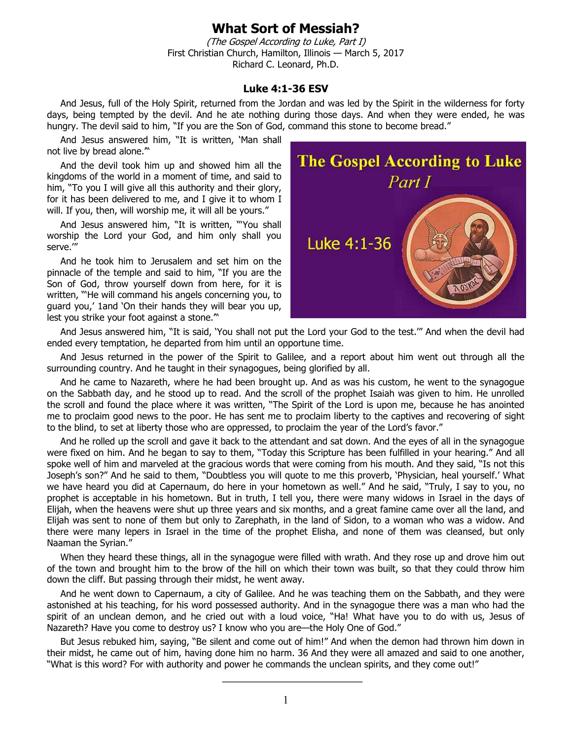# What Sort of Messiah?

*(The Gospel According to Luke, Part I)*
First Christian Church, Hamilton, Illinois — March 5, 2017
Richard C. Leonard, Ph.D.

## Luke 4:1-36 ESV

And Jesus, full of the Holy Spirit, returned from the Jordan and was led by the Spirit in the wilderness for forty days, being tempted by the devil. And he ate nothing during those days. And when they were ended, he was hungry. The devil said to him, "If you are the Son of God, command this stone to become bread."

And Jesus answered him, "It is written, 'Man shall not live by bread alone.'"

And the devil took him up and showed him all the kingdoms of the world in a moment of time, and said to him, "To you I will give all this authority and their glory, for it has been delivered to me, and I give it to whom I will. If you, then, will worship me, it will all be yours."

And Jesus answered him, "It is written, "'You shall worship the Lord your God, and him only shall you serve.'"

And he took him to Jerusalem and set him on the pinnacle of the temple and said to him, "If you are the Son of God, throw yourself down from here, for it is written, "'He will command his angels concerning you, to guard you,' 1and 'On their hands they will bear you up, lest you strike your foot against a stone.'"

And Jesus answered him, "It is said, 'You shall not put the Lord your God to the test.'" And when the devil had ended every temptation, he departed from him until an opportune time.

And Jesus returned in the power of the Spirit to Galilee, and a report about him went out through all the surrounding country. And he taught in their synagogues, being glorified by all.

And he came to Nazareth, where he had been brought up. And as was his custom, he went to the synagogue on the Sabbath day, and he stood up to read. And the scroll of the prophet Isaiah was given to him. He unrolled the scroll and found the place where it was written, "The Spirit of the Lord is upon me, because he has anointed me to proclaim good news to the poor. He has sent me to proclaim liberty to the captives and recovering of sight to the blind, to set at liberty those who are oppressed, to proclaim the year of the Lord's favor."

And he rolled up the scroll and gave it back to the attendant and sat down. And the eyes of all in the synagogue were fixed on him. And he began to say to them, "Today this Scripture has been fulfilled in your hearing." And all spoke well of him and marveled at the gracious words that were coming from his mouth. And they said, "Is not this Joseph's son?" And he said to them, "Doubtless you will quote to me this proverb, 'Physician, heal yourself.' What we have heard you did at Capernaum, do here in your hometown as well." And he said, "Truly, I say to you, no prophet is acceptable in his hometown. But in truth, I tell you, there were many widows in Israel in the days of Elijah, when the heavens were shut up three years and six months, and a great famine came over all the land, and Elijah was sent to none of them but only to Zarephath, in the land of Sidon, to a woman who was a widow. And there were many lepers in Israel in the time of the prophet Elisha, and none of them was cleansed, but only Naaman the Syrian."

When they heard these things, all in the synagogue were filled with wrath. And they rose up and drove him out of the town and brought him to the brow of the hill on which their town was built, so that they could throw him down the cliff. But passing through their midst, he went away.

And he went down to Capernaum, a city of Galilee. And he was teaching them on the Sabbath, and they were astonished at his teaching, for his word possessed authority. And in the synagogue there was a man who had the spirit of an unclean demon, and he cried out with a loud voice, "Ha! What have you to do with us, Jesus of Nazareth? Have you come to destroy us? I know who you are—the Holy One of God."

But Jesus rebuked him, saying, "Be silent and come out of him!" And when the demon had thrown him down in their midst, he came out of him, having done him no harm. 36 And they were all amazed and said to one another, "What is this word? For with authority and power he commands the unclean spirits, and they come out!"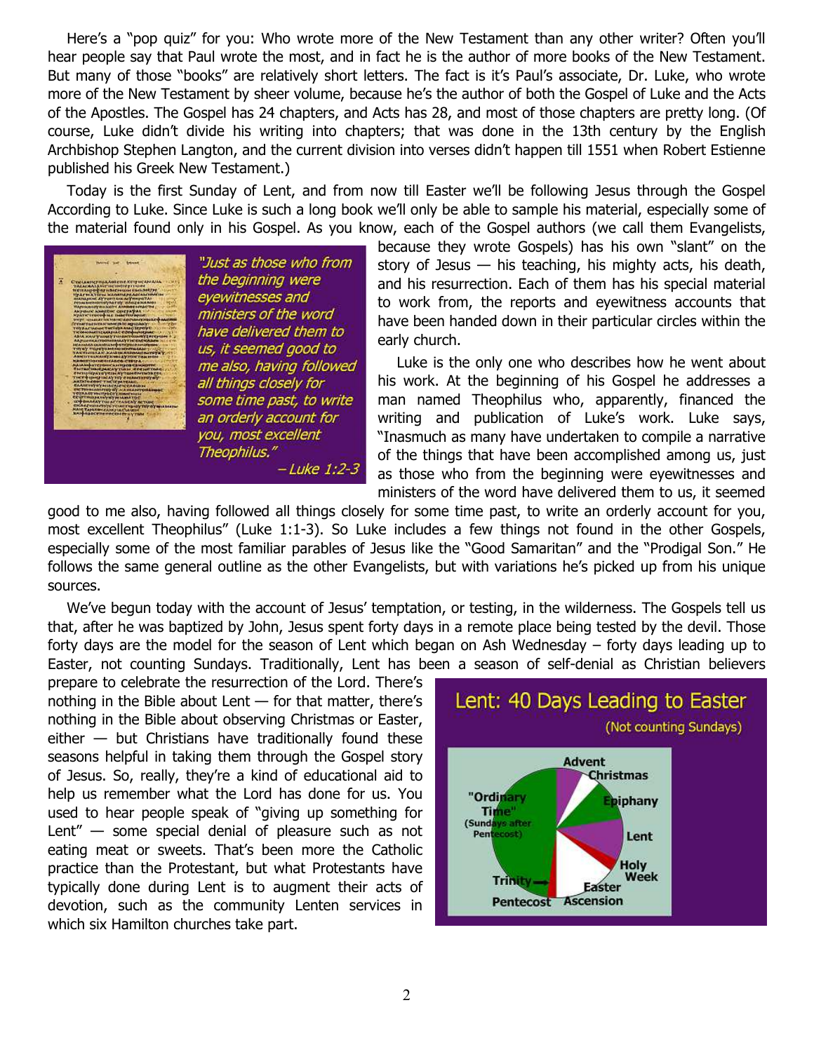Here's a "pop quiz" for you: Who wrote more of the New Testament than any other writer? Often you'll hear people say that Paul wrote the most, and in fact he is the author of more books of the New Testament. But many of those "books" are relatively short letters. The fact is it's Paul's associate, Dr. Luke, who wrote more of the New Testament by sheer volume, because he's the author of both the Gospel of Luke and the Acts of the Apostles. The Gospel has 24 chapters, and Acts has 28, and most of those chapters are pretty long. (Of course, Luke didn't divide his writing into chapters; that was done in the 13th century by the English Archbishop Stephen Langton, and the current division into verses didn't happen till 1551 when Robert Estienne published his Greek New Testament.)

Today is the first Sunday of Lent, and from now till Easter we'll be following Jesus through the Gospel According to Luke. Since Luke is such a long book we'll only be able to sample his material, especially some of the material found only in his Gospel. As you know, each of the Gospel authors (we call them Evangelists, because they wrote Gospels) has his own "slant" on the story of Jesus — his teaching, his mighty acts, his death, and his resurrection. Each of them has his special material to work from, the reports and eyewitness accounts that have been handed down in their particular circles within the early church.

*"Just as those who from the beginning were eyewitnesses and ministers of the word have delivered them to us, it seemed good to me also, having followed all things closely for some time past, to write an orderly account for you, most excellent Theophilus."*

*– Luke 1:2-3*

Luke is the only one who describes how he went about his work. At the beginning of his Gospel he addresses a man named Theophilus who, apparently, financed the writing and publication of Luke's work. Luke says, "Inasmuch as many have undertaken to compile a narrative of the things that have been accomplished among us, just as those who from the beginning were eyewitnesses and ministers of the word have delivered them to us, it seemed good to me also, having followed all things closely for some time past, to write an orderly account for you, most excellent Theophilus" (Luke 1:1-3). So Luke includes a few things not found in the other Gospels, especially some of the most familiar parables of Jesus like the "Good Samaritan" and the "Prodigal Son." He follows the same general outline as the other Evangelists, but with variations he's picked up from his unique sources.

We've begun today with the account of Jesus' temptation, or testing, in the wilderness. The Gospels tell us that, after he was baptized by John, Jesus spent forty days in a remote place being tested by the devil. Those forty days are the model for the season of Lent which began on Ash Wednesday – forty days leading up to Easter, not counting Sundays. Traditionally, Lent has been a season of self-denial as Christian believers prepare to celebrate the resurrection of the Lord. There's nothing in the Bible about Lent — for that matter, there's nothing in the Bible about observing Christmas or Easter, either — but Christians have traditionally found these seasons helpful in taking them through the Gospel story of Jesus. So, really, they're a kind of educational aid to help us remember what the Lord has done for us. You used to hear people speak of "giving up something for Lent" — some special denial of pleasure such as not eating meat or sweets. That's been more the Catholic practice than the Protestant, but what Protestants have typically done during Lent is to augment their acts of devotion, such as the community Lenten services in which six Hamilton churches take part.

**Lent: 40 Days Leading to Easter**

(Not counting Sundays)

Advent, Christmas, Epiphany, Lent, Holy Week, Easter, Ascension, Pentecost, Trinity, "Ordinary Time" (Sundays after Pentecost)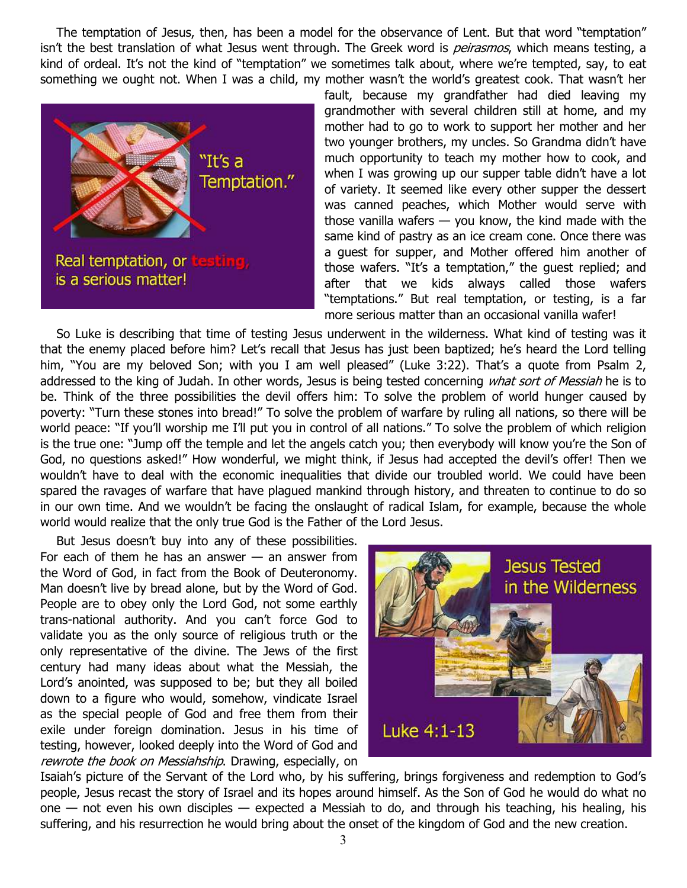The temptation of Jesus, then, has been a model for the observance of Lent. But that word "temptation" isn't the best translation of what Jesus went through. The Greek word is *peirasmos*, which means testing, a kind of ordeal. It's not the kind of "temptation" we sometimes talk about, where we're tempted, say, to eat something we ought not. When I was a child, my mother wasn't the world's greatest cook. That wasn't her fault, because my grandfather had died leaving my grandmother with several children still at home, and my mother had to go to work to support her mother and her two younger brothers, my uncles. So Grandma didn't have much opportunity to teach my mother how to cook, and when I was growing up our supper table didn't have a lot of variety. It seemed like every other supper the dessert was canned peaches, which Mother would serve with those vanilla wafers — you know, the kind made with the same kind of pastry as an ice cream cone. Once there was a guest for supper, and Mother offered him another of those wafers. "It's a temptation," the guest replied; and after that we kids always called those wafers "temptations." But real temptation, or testing, is a far more serious matter than an occasional vanilla wafer!

"It's a Temptation."

Real temptation, or testing, is a serious matter!

So Luke is describing that time of testing Jesus underwent in the wilderness. What kind of testing was it that the enemy placed before him? Let's recall that Jesus has just been baptized; he's heard the Lord telling him, "You are my beloved Son; with you I am well pleased" (Luke 3:22). That's a quote from Psalm 2, addressed to the king of Judah. In other words, Jesus is being tested concerning *what sort of Messiah* he is to be. Think of the three possibilities the devil offers him: To solve the problem of world hunger caused by poverty: "Turn these stones into bread!" To solve the problem of warfare by ruling all nations, so there will be world peace: "If you'll worship me I'll put you in control of all nations." To solve the problem of which religion is the true one: "Jump off the temple and let the angels catch you; then everybody will know you're the Son of God, no questions asked!" How wonderful, we might think, if Jesus had accepted the devil's offer! Then we wouldn't have to deal with the economic inequalities that divide our troubled world. We could have been spared the ravages of warfare that have plagued mankind through history, and threaten to continue to do so in our own time. And we wouldn't be facing the onslaught of radical Islam, for example, because the whole world would realize that the only true God is the Father of the Lord Jesus.

But Jesus doesn't buy into any of these possibilities. For each of them he has an answer — an answer from the Word of God, in fact from the Book of Deuteronomy. Man doesn't live by bread alone, but by the Word of God. People are to obey only the Lord God, not some earthly trans-national authority. And you can't force God to validate you as the only source of religious truth or the only representative of the divine. The Jews of the first century had many ideas about what the Messiah, the Lord's anointed, was supposed to be; but they all boiled down to a figure who would, somehow, vindicate Israel as the special people of God and free them from their exile under foreign domination. Jesus in his time of testing, however, looked deeply into the Word of God and *rewrote the book on Messiahship*. Drawing, especially, on Isaiah's picture of the Servant of the Lord who, by his suffering, brings forgiveness and redemption to God's people, Jesus recast the story of Israel and its hopes around himself. As the Son of God he would do what no one — not even his own disciples — expected a Messiah to do, and through his teaching, his healing, his suffering, and his resurrection he would bring about the onset of the kingdom of God and the new creation.

Jesus Tested in the Wilderness

Luke 4:1-13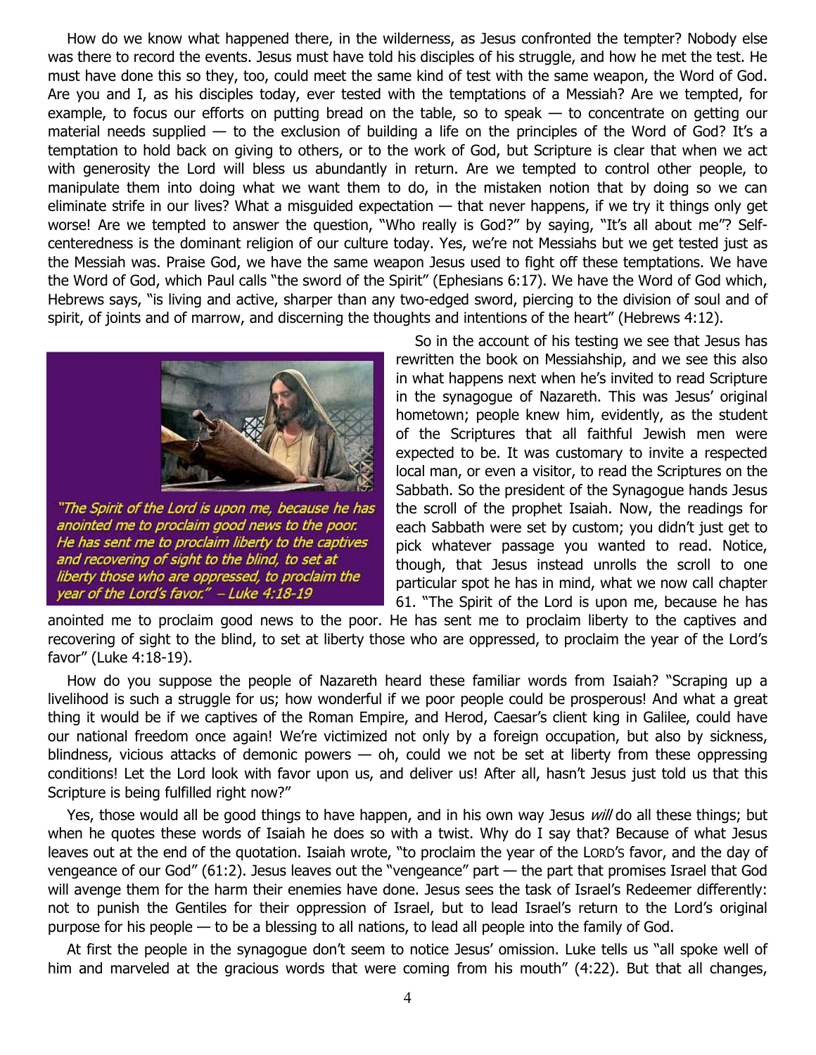How do we know what happened there, in the wilderness, as Jesus confronted the tempter? Nobody else was there to record the events. Jesus must have told his disciples of his struggle, and how he met the test. He must have done this so they, too, could meet the same kind of test with the same weapon, the Word of God. Are you and I, as his disciples today, ever tested with the temptations of a Messiah? Are we tempted, for example, to focus our efforts on putting bread on the table, so to speak — to concentrate on getting our material needs supplied — to the exclusion of building a life on the principles of the Word of God? It's a temptation to hold back on giving to others, or to the work of God, but Scripture is clear that when we act with generosity the Lord will bless us abundantly in return. Are we tempted to control other people, to manipulate them into doing what we want them to do, in the mistaken notion that by doing so we can eliminate strife in our lives? What a misguided expectation — that never happens, if we try it things only get worse! Are we tempted to answer the question, "Who really is God?" by saying, "It's all about me"? Self-centeredness is the dominant religion of our culture today. Yes, we're not Messiahs but we get tested just as the Messiah was. Praise God, we have the same weapon Jesus used to fight off these temptations. We have the Word of God, which Paul calls "the sword of the Spirit" (Ephesians 6:17). We have the Word of God which, Hebrews says, "is living and active, sharper than any two-edged sword, piercing to the division of soul and of spirit, of joints and of marrow, and discerning the thoughts and intentions of the heart" (Hebrews 4:12).

*"The Spirit of the Lord is upon me, because he has anointed me to proclaim good news to the poor. He has sent me to proclaim liberty to the captives and recovering of sight to the blind, to set at liberty those who are oppressed, to proclaim the year of the Lord's favor." – Luke 4:18-19*

So in the account of his testing we see that Jesus has rewritten the book on Messiahship, and we see this also in what happens next when he's invited to read Scripture in the synagogue of Nazareth. This was Jesus' original hometown; people knew him, evidently, as the student of the Scriptures that all faithful Jewish men were expected to be. It was customary to invite a respected local man, or even a visitor, to read the Scriptures on the Sabbath. So the president of the Synagogue hands Jesus the scroll of the prophet Isaiah. Now, the readings for each Sabbath were set by custom; you didn't just get to pick whatever passage you wanted to read. Notice, though, that Jesus instead unrolls the scroll to one particular spot he has in mind, what we now call chapter 61. "The Spirit of the Lord is upon me, because he has anointed me to proclaim good news to the poor. He has sent me to proclaim liberty to the captives and recovering of sight to the blind, to set at liberty those who are oppressed, to proclaim the year of the Lord's favor" (Luke 4:18-19).

How do you suppose the people of Nazareth heard these familiar words from Isaiah? "Scraping up a livelihood is such a struggle for us; how wonderful if we poor people could be prosperous! And what a great thing it would be if we captives of the Roman Empire, and Herod, Caesar's client king in Galilee, could have our national freedom once again! We're victimized not only by a foreign occupation, but also by sickness, blindness, vicious attacks of demonic powers — oh, could we not be set at liberty from these oppressing conditions! Let the Lord look with favor upon us, and deliver us! After all, hasn't Jesus just told us that this Scripture is being fulfilled right now?"

Yes, those would all be good things to have happen, and in his own way Jesus *will* do all these things; but when he quotes these words of Isaiah he does so with a twist. Why do I say that? Because of what Jesus leaves out at the end of the quotation. Isaiah wrote, "to proclaim the year of the LORD'S favor, and the day of vengeance of our God" (61:2). Jesus leaves out the "vengeance" part — the part that promises Israel that God will avenge them for the harm their enemies have done. Jesus sees the task of Israel's Redeemer differently: not to punish the Gentiles for their oppression of Israel, but to lead Israel's return to the Lord's original purpose for his people — to be a blessing to all nations, to lead all people into the family of God.

At first the people in the synagogue don't seem to notice Jesus' omission. Luke tells us "all spoke well of him and marveled at the gracious words that were coming from his mouth" (4:22). But that all changes,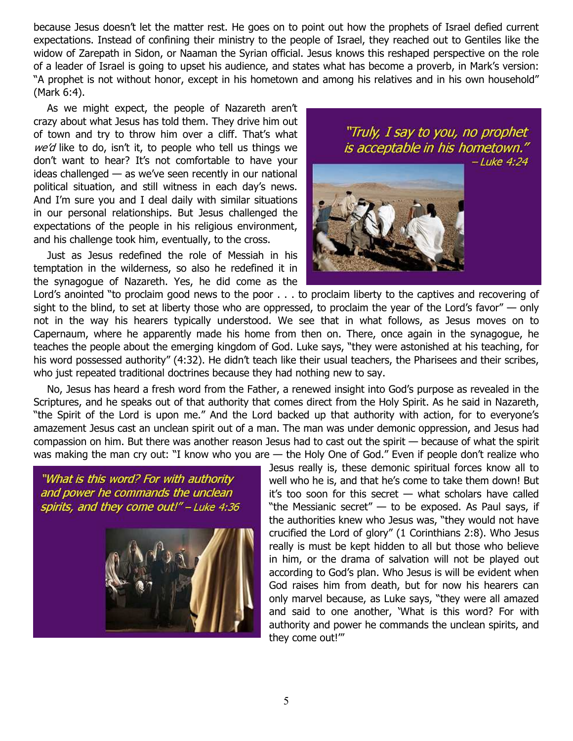because Jesus doesn't let the matter rest. He goes on to point out how the prophets of Israel defied current expectations. Instead of confining their ministry to the people of Israel, they reached out to Gentiles like the widow of Zarepath in Sidon, or Naaman the Syrian official. Jesus knows this reshaped perspective on the role of a leader of Israel is going to upset his audience, and states what has become a proverb, in Mark's version: "A prophet is not without honor, except in his hometown and among his relatives and in his own household" (Mark 6:4).

As we might expect, the people of Nazareth aren't crazy about what Jesus has told them. They drive him out of town and try to throw him over a cliff. That's what *we'd* like to do, isn't it, to people who tell us things we don't want to hear? It's not comfortable to have your ideas challenged — as we've seen recently in our national political situation, and still witness in each day's news. And I'm sure you and I deal daily with similar situations in our personal relationships. But Jesus challenged the expectations of the people in his religious environment, and his challenge took him, eventually, to the cross.

*"Truly, I say to you, no prophet is acceptable in his hometown." – Luke 4:24*

Just as Jesus redefined the role of Messiah in his temptation in the wilderness, so also he redefined it in the synagogue of Nazareth. Yes, he did come as the Lord's anointed "to proclaim good news to the poor . . . to proclaim liberty to the captives and recovering of sight to the blind, to set at liberty those who are oppressed, to proclaim the year of the Lord's favor" — only not in the way his hearers typically understood. We see that in what follows, as Jesus moves on to Capernaum, where he apparently made his home from then on. There, once again in the synagogue, he teaches the people about the emerging kingdom of God. Luke says, "they were astonished at his teaching, for his word possessed authority" (4:32). He didn't teach like their usual teachers, the Pharisees and their scribes, who just repeated traditional doctrines because they had nothing new to say.

No, Jesus has heard a fresh word from the Father, a renewed insight into God's purpose as revealed in the Scriptures, and he speaks out of that authority that comes direct from the Holy Spirit. As he said in Nazareth, "the Spirit of the Lord is upon me." And the Lord backed up that authority with action, for to everyone's amazement Jesus cast an unclean spirit out of a man. The man was under demonic oppression, and Jesus had compassion on him. But there was another reason Jesus had to cast out the spirit — because of what the spirit was making the man cry out: "I know who you are — the Holy One of God." Even if people don't realize who Jesus really is, these demonic spiritual forces know all to well who he is, and that he's come to take them down! But it's too soon for this secret — what scholars have called "the Messianic secret" — to be exposed. As Paul says, if the authorities knew who Jesus was, "they would not have crucified the Lord of glory" (1 Corinthians 2:8). Who Jesus really is must be kept hidden to all but those who believe in him, or the drama of salvation will not be played out according to God's plan. Who Jesus is will be evident when God raises him from death, but for now his hearers can only marvel because, as Luke says, "they were all amazed and said to one another, 'What is this word? For with authority and power he commands the unclean spirits, and they come out!'"

*"What is this word? For with authority and power he commands the unclean spirits, and they come out!" – Luke 4:36*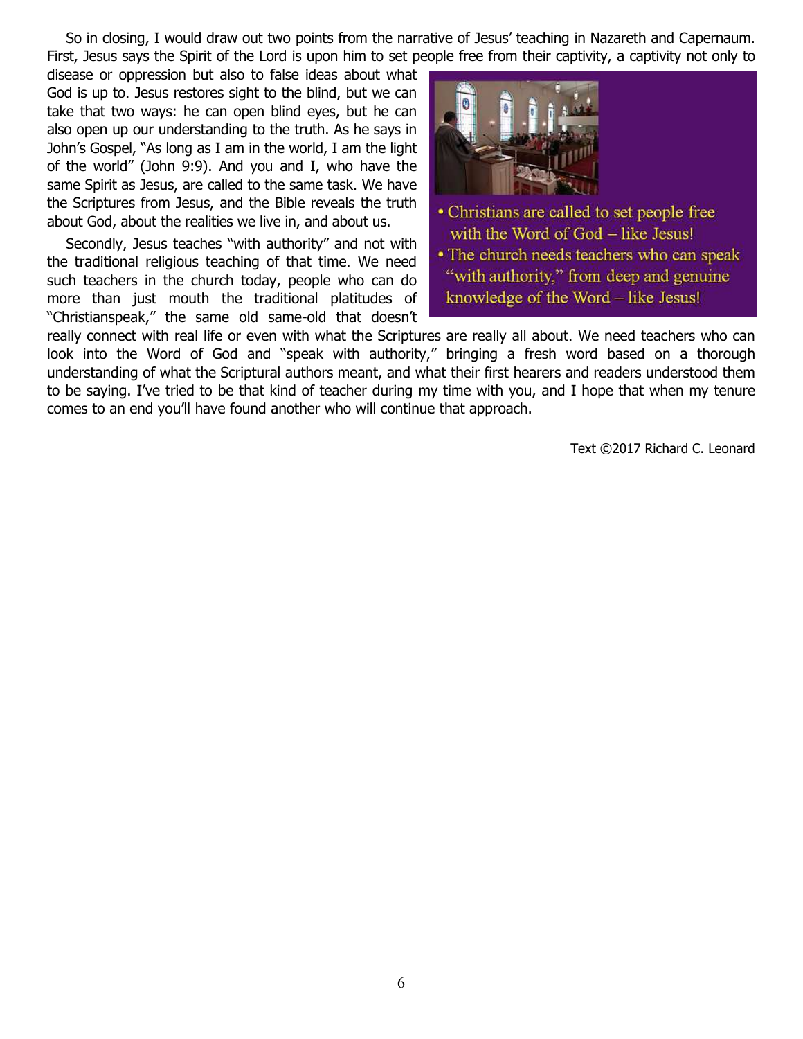So in closing, I would draw out two points from the narrative of Jesus' teaching in Nazareth and Capernaum. First, Jesus says the Spirit of the Lord is upon him to set people free from their captivity, a captivity not only to disease or oppression but also to false ideas about what God is up to. Jesus restores sight to the blind, but we can take that two ways: he can open blind eyes, but he can also open up our understanding to the truth. As he says in John's Gospel, "As long as I am in the world, I am the light of the world" (John 9:9). And you and I, who have the same Spirit as Jesus, are called to the same task. We have the Scriptures from Jesus, and the Bible reveals the truth about God, about the realities we live in, and about us.

- Christians are called to set people free with the Word of God – like Jesus!
- The church needs teachers who can speak "with authority," from deep and genuine knowledge of the Word – like Jesus!

Secondly, Jesus teaches "with authority" and not with the traditional religious teaching of that time. We need such teachers in the church today, people who can do more than just mouth the traditional platitudes of "Christianspeak," the same old same-old that doesn't really connect with real life or even with what the Scriptures are really all about. We need teachers who can look into the Word of God and "speak with authority," bringing a fresh word based on a thorough understanding of what the Scriptural authors meant, and what their first hearers and readers understood them to be saying. I've tried to be that kind of teacher during my time with you, and I hope that when my tenure comes to an end you'll have found another who will continue that approach.

Text ©2017 Richard C. Leonard